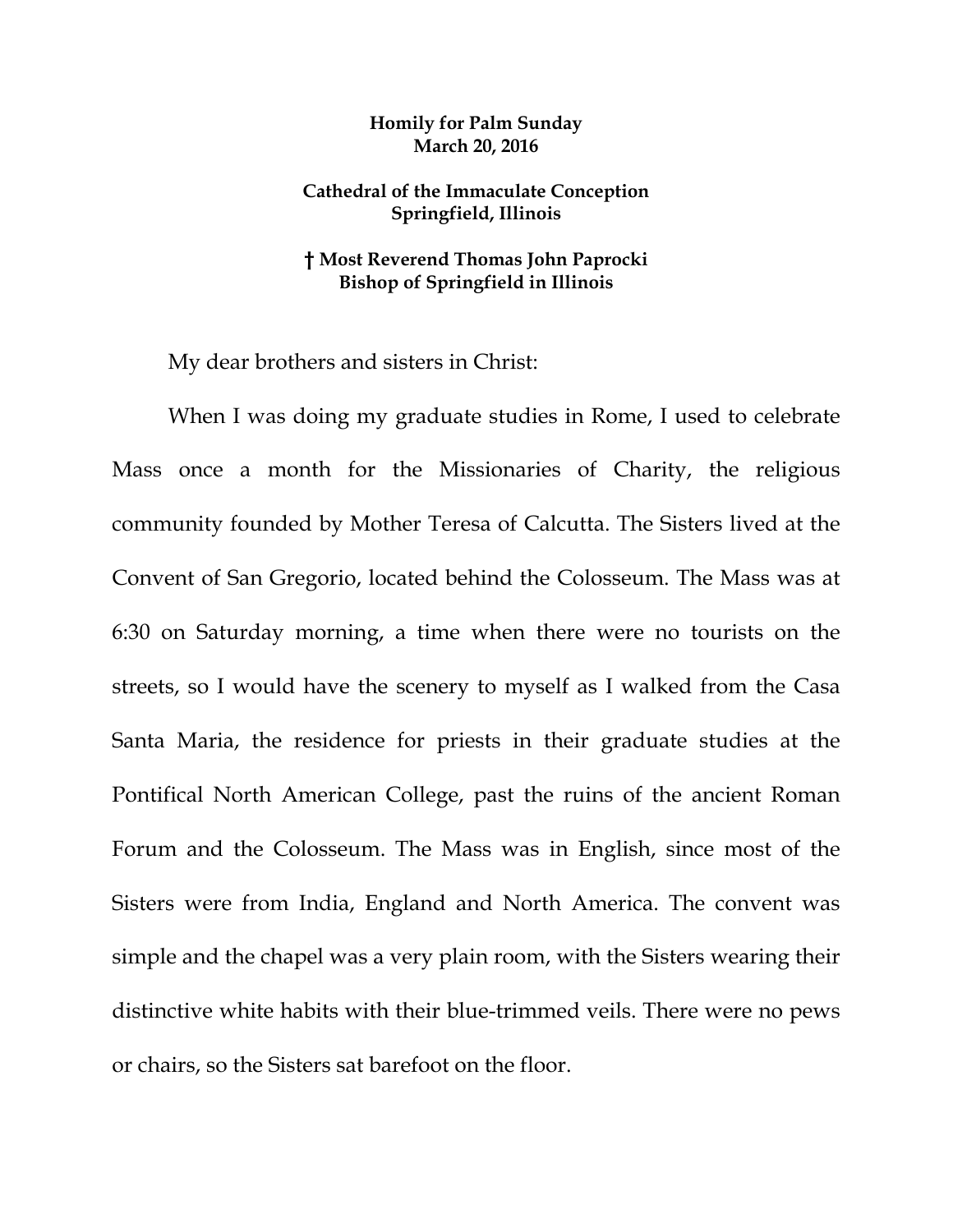**Homily for Palm Sunday**
**March 20, 2016**

**Cathedral of the Immaculate Conception**
**Springfield, Illinois**

**† Most Reverend Thomas John Paprocki**
**Bishop of Springfield in Illinois**

My dear brothers and sisters in Christ:

When I was doing my graduate studies in Rome, I used to celebrate Mass once a month for the Missionaries of Charity, the religious community founded by Mother Teresa of Calcutta. The Sisters lived at the Convent of San Gregorio, located behind the Colosseum. The Mass was at 6:30 on Saturday morning, a time when there were no tourists on the streets, so I would have the scenery to myself as I walked from the Casa Santa Maria, the residence for priests in their graduate studies at the Pontifical North American College, past the ruins of the ancient Roman Forum and the Colosseum. The Mass was in English, since most of the Sisters were from India, England and North America. The convent was simple and the chapel was a very plain room, with the Sisters wearing their distinctive white habits with their blue-trimmed veils. There were no pews or chairs, so the Sisters sat barefoot on the floor.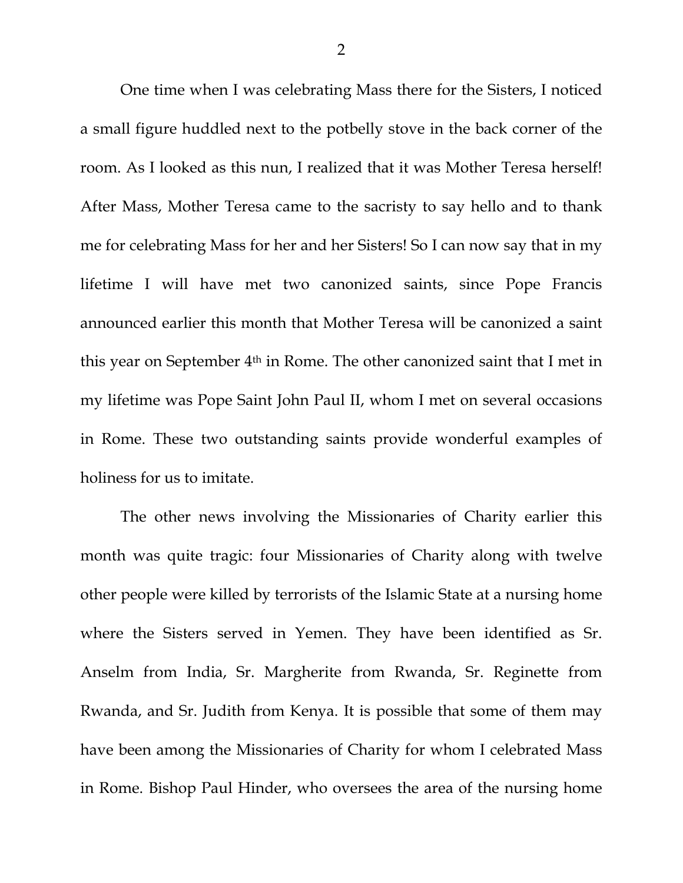One time when I was celebrating Mass there for the Sisters, I noticed a small figure huddled next to the potbelly stove in the back corner of the room. As I looked as this nun, I realized that it was Mother Teresa herself! After Mass, Mother Teresa came to the sacristy to say hello and to thank me for celebrating Mass for her and her Sisters! So I can now say that in my lifetime I will have met two canonized saints, since Pope Francis announced earlier this month that Mother Teresa will be canonized a saint this year on September 4th in Rome. The other canonized saint that I met in my lifetime was Pope Saint John Paul II, whom I met on several occasions in Rome. These two outstanding saints provide wonderful examples of holiness for us to imitate.

The other news involving the Missionaries of Charity earlier this month was quite tragic: four Missionaries of Charity along with twelve other people were killed by terrorists of the Islamic State at a nursing home where the Sisters served in Yemen. They have been identified as Sr. Anselm from India, Sr. Margherite from Rwanda, Sr. Reginette from Rwanda, and Sr. Judith from Kenya. It is possible that some of them may have been among the Missionaries of Charity for whom I celebrated Mass in Rome. Bishop Paul Hinder, who oversees the area of the nursing home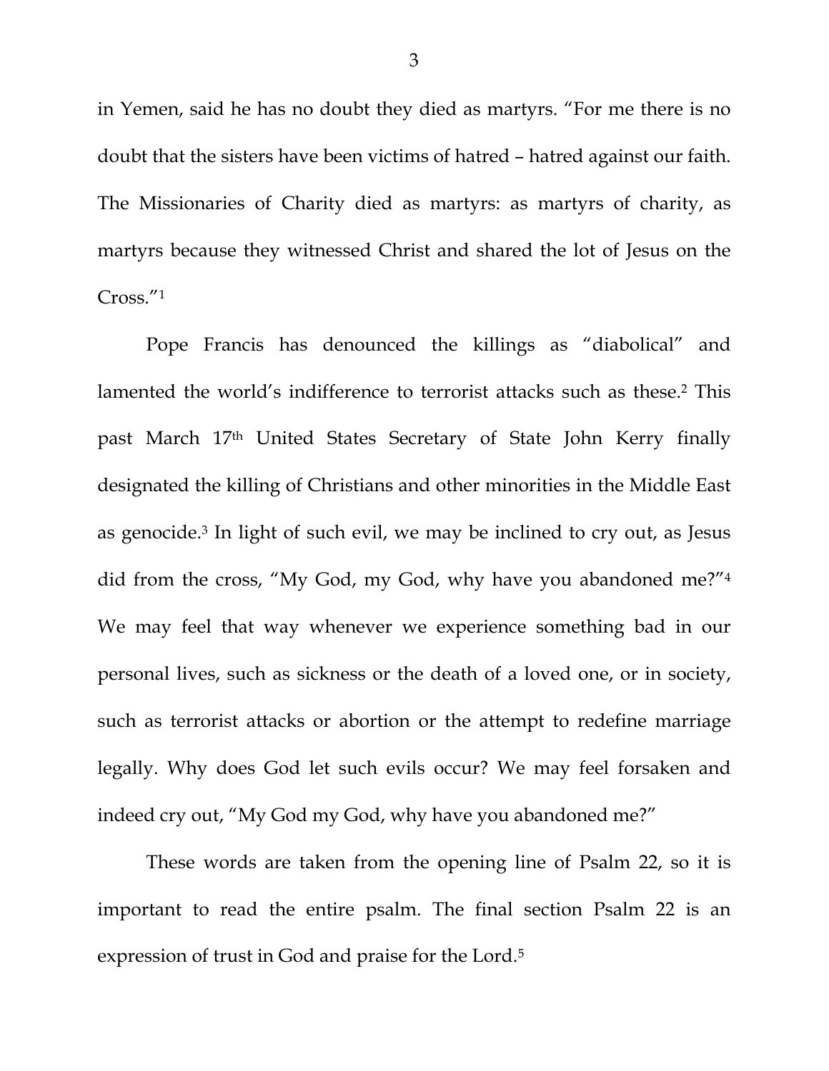in Yemen, said he has no doubt they died as martyrs. "For me there is no doubt that the sisters have been victims of hatred – hatred against our faith. The Missionaries of Charity died as martyrs: as martyrs of charity, as martyrs because they witnessed Christ and shared the lot of Jesus on the Cross."[1]

Pope Francis has denounced the killings as "diabolical" and lamented the world's indifference to terrorist attacks such as these.[2] This past March 17th United States Secretary of State John Kerry finally designated the killing of Christians and other minorities in the Middle East as genocide.[3] In light of such evil, we may be inclined to cry out, as Jesus did from the cross, "My God, my God, why have you abandoned me?"[4] We may feel that way whenever we experience something bad in our personal lives, such as sickness or the death of a loved one, or in society, such as terrorist attacks or abortion or the attempt to redefine marriage legally. Why does God let such evils occur? We may feel forsaken and indeed cry out, "My God my God, why have you abandoned me?"

These words are taken from the opening line of Psalm 22, so it is important to read the entire psalm. The final section Psalm 22 is an expression of trust in God and praise for the Lord.[5]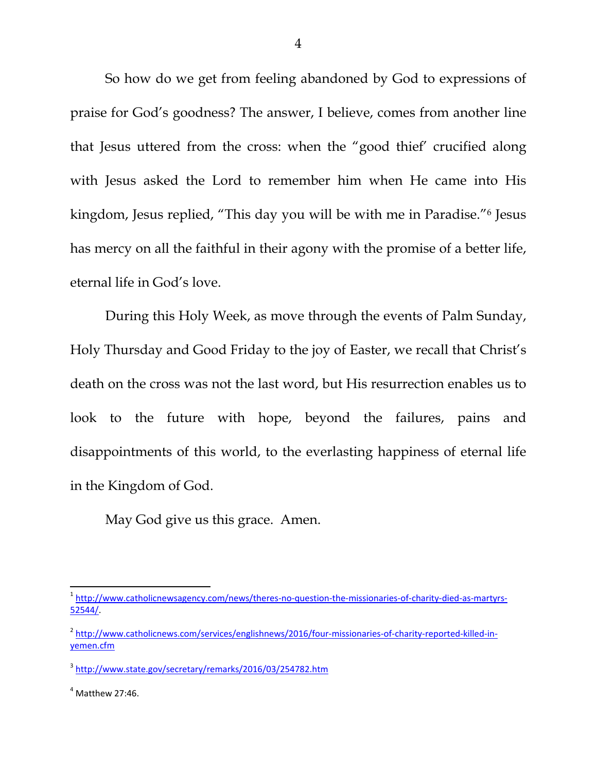So how do we get from feeling abandoned by God to expressions of praise for God's goodness? The answer, I believe, comes from another line that Jesus uttered from the cross: when the "good thief' crucified along with Jesus asked the Lord to remember him when He came into His kingdom, Jesus replied, "This day you will be with me in Paradise."[6] Jesus has mercy on all the faithful in their agony with the promise of a better life, eternal life in God's love.

During this Holy Week, as move through the events of Palm Sunday, Holy Thursday and Good Friday to the joy of Easter, we recall that Christ's death on the cross was not the last word, but His resurrection enables us to look to the future with hope, beyond the failures, pains and disappointments of this world, to the everlasting happiness of eternal life in the Kingdom of God.

May God give us this grace. Amen.

---

[1] http://www.catholicnewsagency.com/news/theres-no-question-the-missionaries-of-charity-died-as-martyrs-52544/.

[2] http://www.catholicnews.com/services/englishnews/2016/four-missionaries-of-charity-reported-killed-in-yemen.cfm

[3] http://www.state.gov/secretary/remarks/2016/03/254782.htm

[4] Matthew 27:46.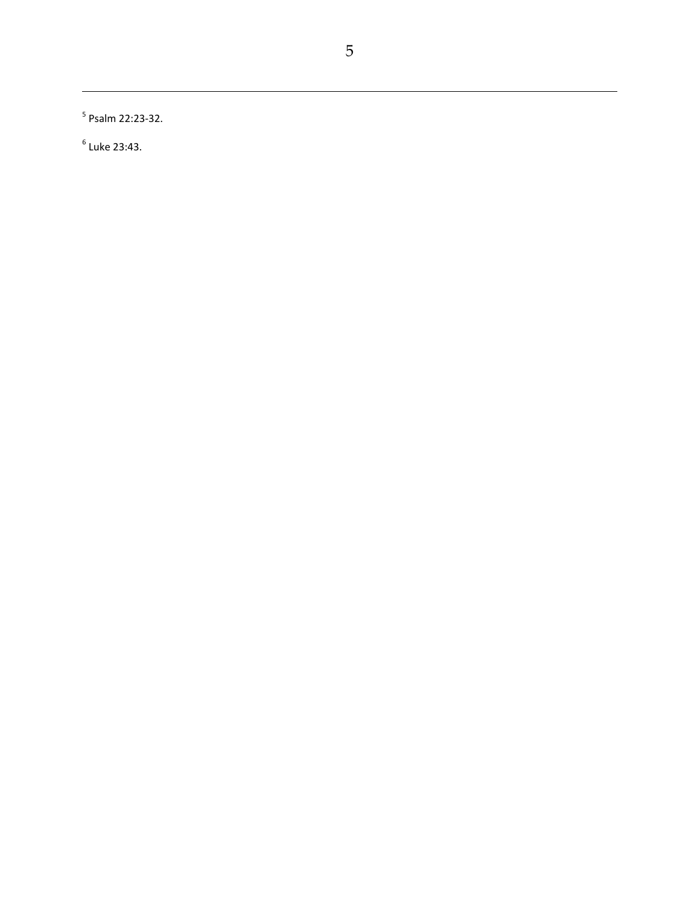[5] Psalm 22:23-32.

[6] Luke 23:43.